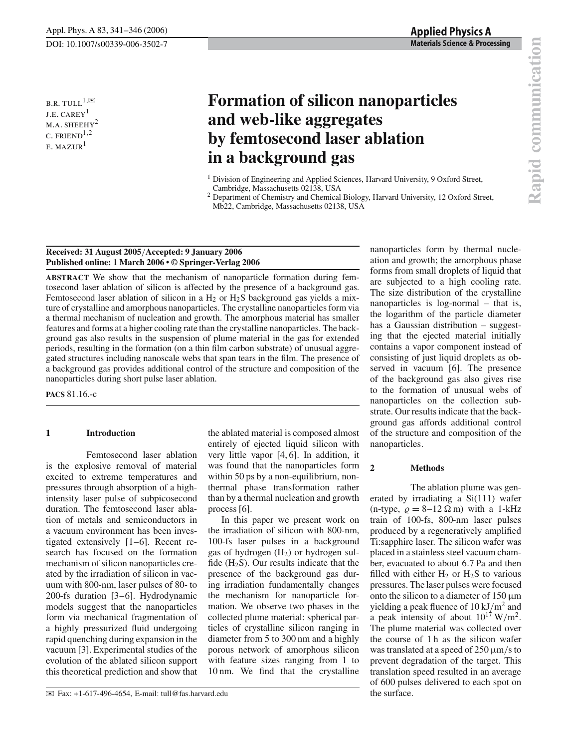DOI: 10.1007/s00339-006-3502-7

B.R. TULL[1,✉]
J.E. CAREY[1]
M.A. SHEEHY[2]
C. FRIEND[1,2]
E. MAZUR[1]

# Formation of silicon nanoparticles and web-like aggregates by femtosecond laser ablation in a background gas

[1] Division of Engineering and Applied Sciences, Harvard University, 9 Oxford Street, Cambridge, Massachusetts 02138, USA

[2] Department of Chemistry and Chemical Biology, Harvard University, 12 Oxford Street, Mb22, Cambridge, Massachusetts 02138, USA

**Received: 31 August 2005/Accepted: 9 January 2006**
**Published online: 1 March 2006 • © Springer-Verlag 2006**

**ABSTRACT** We show that the mechanism of nanoparticle formation during femtosecond laser ablation of silicon is affected by the presence of a background gas. Femtosecond laser ablation of silicon in a $H_2$ or $H_2S$ background gas yields a mixture of crystalline and amorphous nanoparticles. The crystalline nanoparticles form via a thermal mechanism of nucleation and growth. The amorphous material has smaller features and forms at a higher cooling rate than the crystalline nanoparticles. The background gas also results in the suspension of plume material in the gas for extended periods, resulting in the formation (on a thin film carbon substrate) of unusual aggregated structures including nanoscale webs that span tears in the film. The presence of a background gas provides additional control of the structure and composition of the nanoparticles during short pulse laser ablation.

**PACS** 81.16.-c

## 1 Introduction

Femtosecond laser ablation is the explosive removal of material excited to extreme temperatures and pressures through absorption of a high-intensity laser pulse of subpicosecond duration. The femtosecond laser ablation of metals and semiconductors in a vacuum environment has been investigated extensively [1–6]. Recent research has focused on the formation mechanism of silicon nanoparticles created by the irradiation of silicon in vacuum with 800-nm, laser pulses of 80- to 200-fs duration [3–6]. Hydrodynamic models suggest that the nanoparticles form via mechanical fragmentation of a highly pressurized fluid undergoing rapid quenching during expansion in the vacuum [3]. Experimental studies of the evolution of the ablated silicon support this theoretical prediction and show that the ablated material is composed almost entirely of ejected liquid silicon with very little vapor [4, 6]. In addition, it was found that the nanoparticles form within 50 ps by a non-equilibrium, non-thermal phase transformation rather than by a thermal nucleation and growth process [6].

In this paper we present work on the irradiation of silicon with 800-nm, 100-fs laser pulses in a background gas of hydrogen ($H_2$) or hydrogen sulfide ($H_2S$). Our results indicate that the presence of the background gas during irradiation fundamentally changes the mechanism for nanoparticle formation. We observe two phases in the collected plume material: spherical particles of crystalline silicon ranging in diameter from 5 to 300 nm and a highly porous network of amorphous silicon with feature sizes ranging from 1 to 10 nm. We find that the crystalline nanoparticles form by thermal nucleation and growth; the amorphous phase forms from small droplets of liquid that are subjected to a high cooling rate. The size distribution of the crystalline nanoparticles is log-normal – that is, the logarithm of the particle diameter has a Gaussian distribution – suggesting that the ejected material initially contains a vapor component instead of consisting of just liquid droplets as observed in vacuum [6]. The presence of the background gas also gives rise to the formation of unusual webs of nanoparticles on the collection substrate. Our results indicate that the background gas affords additional control of the structure and composition of the nanoparticles.

## 2 Methods

The ablation plume was generated by irradiating a Si(111) wafer (n-type, $\varrho = 8$–$12\ \Omega\,\mathrm{m}$) with a 1-kHz train of 100-fs, 800-nm laser pulses produced by a regeneratively amplified Ti:sapphire laser. The silicon wafer was placed in a stainless steel vacuum chamber, evacuated to about 6.7 Pa and then filled with either $H_2$ or $H_2S$ to various pressures. The laser pulses were focused onto the silicon to a diameter of 150 μm yielding a peak fluence of $10\ \mathrm{kJ/m^2}$ and a peak intensity of about $10^{17}\ \mathrm{W/m^2}$. The plume material was collected over the course of 1 h as the silicon wafer was translated at a speed of 250 μm/s to prevent degradation of the target. This translation speed resulted in an average of 600 pulses delivered to each spot on the surface.

✉ Fax: +1-617-496-4654, E-mail: tull@fas.harvard.edu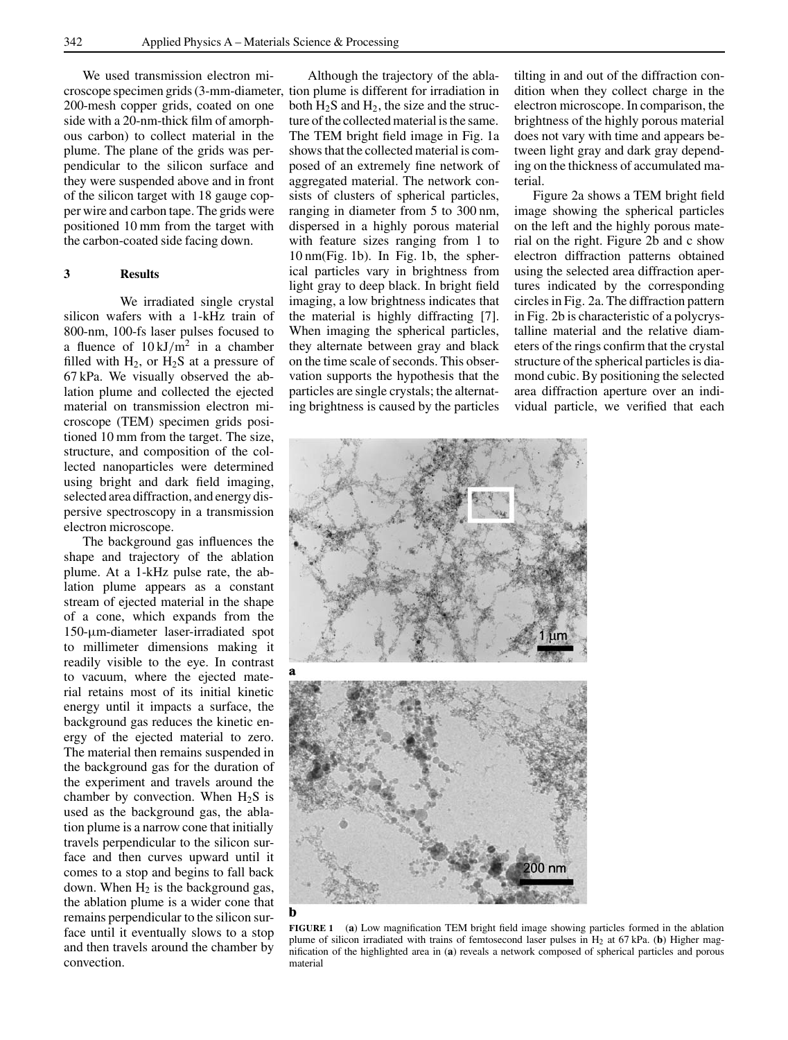We used transmission electron microscope specimen grids (3-mm-diameter, 200-mesh copper grids, coated on one side with a 20-nm-thick film of amorphous carbon) to collect material in the plume. The plane of the grids was perpendicular to the silicon surface and they were suspended above and in front of the silicon target with 18 gauge copper wire and carbon tape. The grids were positioned 10 mm from the target with the carbon-coated side facing down.

## 3 Results

We irradiated single crystal silicon wafers with a 1-kHz train of 800-nm, 100-fs laser pulses focused to a fluence of $10\,kJ/m^2$ in a chamber filled with $H_2$, or $H_2S$ at a pressure of 67 kPa. We visually observed the ablation plume and collected the ejected material on transmission electron microscope (TEM) specimen grids positioned 10 mm from the target. The size, structure, and composition of the collected nanoparticles were determined using bright and dark field imaging, selected area diffraction, and energy dispersive spectroscopy in a transmission electron microscope.

The background gas influences the shape and trajectory of the ablation plume. At a 1-kHz pulse rate, the ablation plume appears as a constant stream of ejected material in the shape of a cone, which expands from the 150-μm-diameter laser-irradiated spot to millimeter dimensions making it readily visible to the eye. In contrast to vacuum, where the ejected material retains most of its initial kinetic energy until it impacts a surface, the background gas reduces the kinetic energy of the ejected material to zero. The material then remains suspended in the background gas for the duration of the experiment and travels around the chamber by convection. When $H_2S$ is used as the background gas, the ablation plume is a narrow cone that initially travels perpendicular to the silicon surface and then curves upward until it comes to a stop and begins to fall back down. When $H_2$ is the background gas, the ablation plume is a wider cone that remains perpendicular to the silicon surface until it eventually slows to a stop and then travels around the chamber by convection.

Although the trajectory of the ablation plume is different for irradiation in both $H_2S$ and $H_2$, the size and the structure of the collected material is the same. The TEM bright field image in Fig. 1a shows that the collected material is composed of an extremely fine network of aggregated material. The network consists of clusters of spherical particles, ranging in diameter from 5 to 300 nm, dispersed in a highly porous material with feature sizes ranging from 1 to 10 nm(Fig. 1b). In Fig. 1b, the spherical particles vary in brightness from light gray to deep black. In bright field imaging, a low brightness indicates that the material is highly diffracting [7]. When imaging the spherical particles, they alternate between gray and black on the time scale of seconds. This observation supports the hypothesis that the particles are single crystals; the alternating brightness is caused by the particles tilting in and out of the diffraction condition when they collect charge in the electron microscope. In comparison, the brightness of the highly porous material does not vary with time and appears between light gray and dark gray depending on the thickness of accumulated material.

Figure 2a shows a TEM bright field image showing the spherical particles on the left and the highly porous material on the right. Figure 2b and c show electron diffraction patterns obtained using the selected area diffraction apertures indicated by the corresponding circles in Fig. 2a. The diffraction pattern in Fig. 2b is characteristic of a polycrystalline material and the relative diameters of the rings confirm that the crystal structure of the spherical particles is diamond cubic. By positioning the selected area diffraction aperture over an individual particle, we verified that each

**FIGURE 1** (**a**) Low magnification TEM bright field image showing particles formed in the ablation plume of silicon irradiated with trains of femtosecond laser pulses in $H_2$ at 67 kPa. (**b**) Higher magnification of the highlighted area in (**a**) reveals a network composed of spherical particles and porous material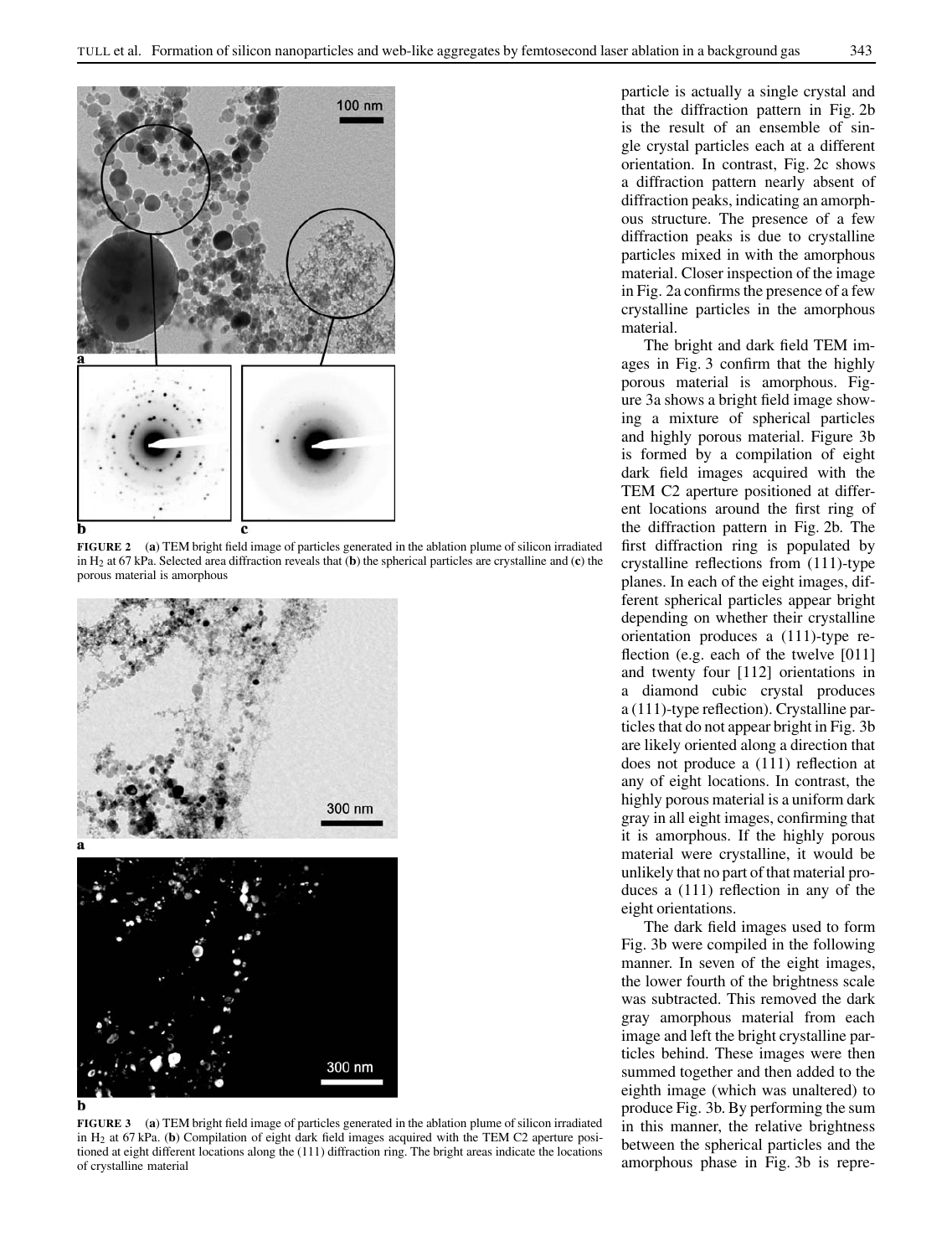FIGURE 2 (**a**) TEM bright field image of particles generated in the ablation plume of silicon irradiated in $H_2$ at 67 kPa. Selected area diffraction reveals that (**b**) the spherical particles are crystalline and (**c**) the porous material is amorphous

FIGURE 3 (**a**) TEM bright field image of particles generated in the ablation plume of silicon irradiated in $H_2$ at 67 kPa. (**b**) Compilation of eight dark field images acquired with the TEM C2 aperture positioned at eight different locations along the (111) diffraction ring. The bright areas indicate the locations of crystalline material

particle is actually a single crystal and that the diffraction pattern in Fig. 2b is the result of an ensemble of single crystal particles each at a different orientation. In contrast, Fig. 2c shows a diffraction pattern nearly absent of diffraction peaks, indicating an amorphous structure. The presence of a few diffraction peaks is due to crystalline particles mixed in with the amorphous material. Closer inspection of the image in Fig. 2a confirms the presence of a few crystalline particles in the amorphous material.

The bright and dark field TEM images in Fig. 3 confirm that the highly porous material is amorphous. Figure 3a shows a bright field image showing a mixture of spherical particles and highly porous material. Figure 3b is formed by a compilation of eight dark field images acquired with the TEM C2 aperture positioned at different locations around the first ring of the diffraction pattern in Fig. 2b. The first diffraction ring is populated by crystalline reflections from (111)-type planes. In each of the eight images, different spherical particles appear bright depending on whether their crystalline orientation produces a (111)-type reflection (e.g. each of the twelve [011] and twenty four [112] orientations in a diamond cubic crystal produces a (111)-type reflection). Crystalline particles that do not appear bright in Fig. 3b are likely oriented along a direction that does not produce a (111) reflection at any of eight locations. In contrast, the highly porous material is a uniform dark gray in all eight images, confirming that it is amorphous. If the highly porous material were crystalline, it would be unlikely that no part of that material produces a (111) reflection in any of the eight orientations.

The dark field images used to form Fig. 3b were compiled in the following manner. In seven of the eight images, the lower fourth of the brightness scale was subtracted. This removed the dark gray amorphous material from each image and left the bright crystalline particles behind. These images were then summed together and then added to the eighth image (which was unaltered) to produce Fig. 3b. By performing the sum in this manner, the relative brightness between the spherical particles and the amorphous phase in Fig. 3b is repre-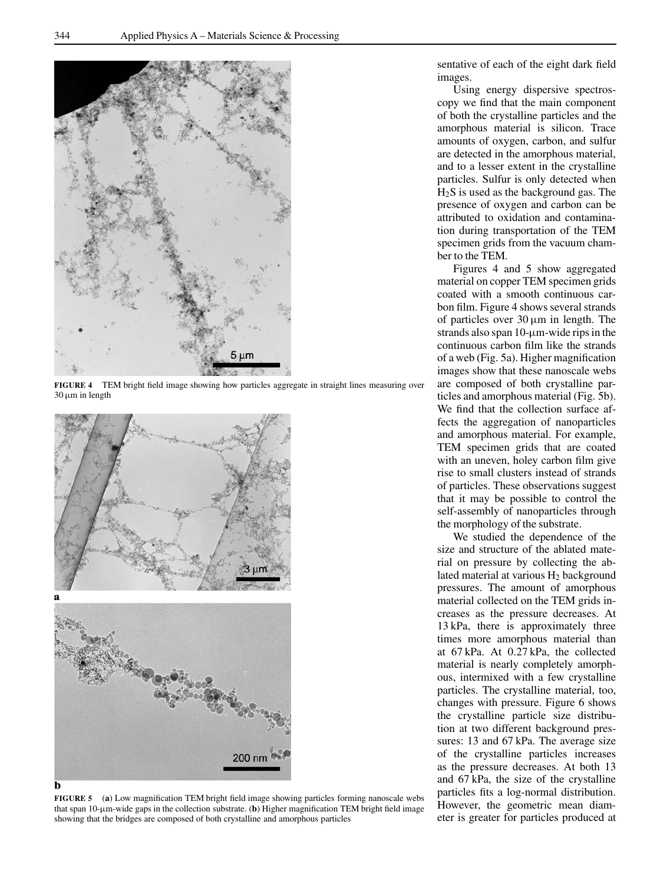FIGURE 4 TEM bright field image showing how particles aggregate in straight lines measuring over 30 μm in length

FIGURE 5 (**a**) Low magnification TEM bright field image showing particles forming nanoscale webs that span 10-μm-wide gaps in the collection substrate. (**b**) Higher magnification TEM bright field image showing that the bridges are composed of both crystalline and amorphous particles

sentative of each of the eight dark field images.

Using energy dispersive spectroscopy we find that the main component of both the crystalline particles and the amorphous material is silicon. Trace amounts of oxygen, carbon, and sulfur are detected in the amorphous material, and to a lesser extent in the crystalline particles. Sulfur is only detected when $H_2S$ is used as the background gas. The presence of oxygen and carbon can be attributed to oxidation and contamination during transportation of the TEM specimen grids from the vacuum chamber to the TEM.

Figures 4 and 5 show aggregated material on copper TEM specimen grids coated with a smooth continuous carbon film. Figure 4 shows several strands of particles over 30 μm in length. The strands also span 10-μm-wide rips in the continuous carbon film like the strands of a web (Fig. 5a). Higher magnification images show that these nanoscale webs are composed of both crystalline particles and amorphous material (Fig. 5b). We find that the collection surface affects the aggregation of nanoparticles and amorphous material. For example, TEM specimen grids that are coated with an uneven, holey carbon film give rise to small clusters instead of strands of particles. These observations suggest that it may be possible to control the self-assembly of nanoparticles through the morphology of the substrate.

We studied the dependence of the size and structure of the ablated material on pressure by collecting the ablated material at various $H_2$ background pressures. The amount of amorphous material collected on the TEM grids increases as the pressure decreases. At 13 kPa, there is approximately three times more amorphous material than at 67 kPa. At 0.27 kPa, the collected material is nearly completely amorphous, intermixed with a few crystalline particles. The crystalline material, too, changes with pressure. Figure 6 shows the crystalline particle size distribution at two different background pressures: 13 and 67 kPa. The average size of the crystalline particles increases as the pressure decreases. At both 13 and 67 kPa, the size of the crystalline particles fits a log-normal distribution. However, the geometric mean diameter is greater for particles produced at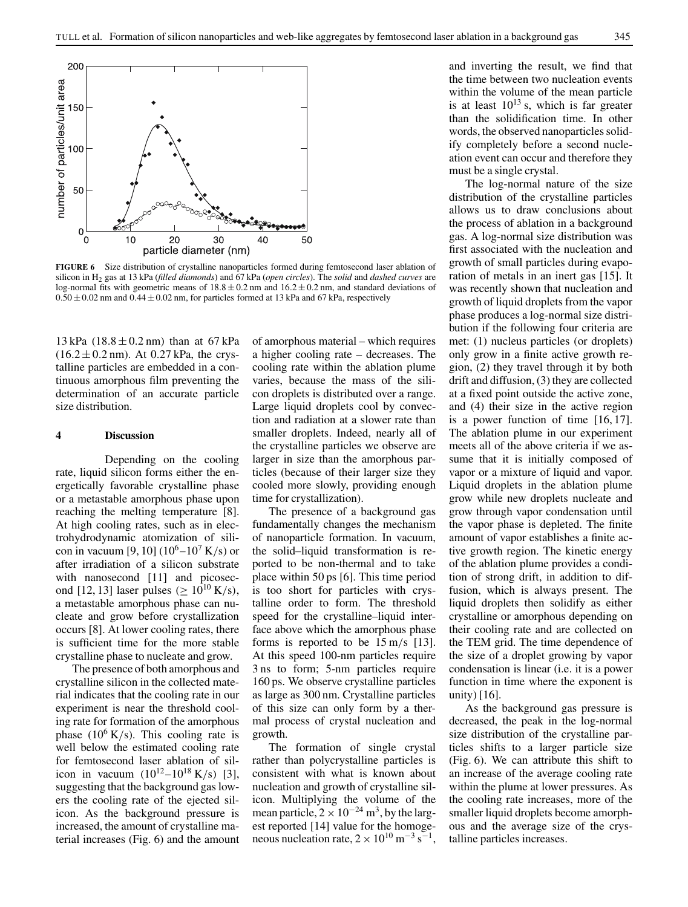**FIGURE 6** Size distribution of crystalline nanoparticles formed during femtosecond laser ablation of silicon in $H_2$ gas at 13 kPa (*filled diamonds*) and 67 kPa (*open circles*). The *solid* and *dashed curves* are log-normal fits with geometric means of $18.8 \pm 0.2$ nm and $16.2 \pm 0.2$ nm, and standard deviations of $0.50 \pm 0.02$ nm and $0.44 \pm 0.02$ nm, for particles formed at 13 kPa and 67 kPa, respectively

13 kPa ($18.8 \pm 0.2$ nm) than at 67 kPa ($16.2 \pm 0.2$ nm). At 0.27 kPa, the crystalline particles are embedded in a continuous amorphous film preventing the determination of an accurate particle size distribution.

## 4 Discussion

Depending on the cooling rate, liquid silicon forms either the energetically favorable crystalline phase or a metastable amorphous phase upon reaching the melting temperature [8]. At high cooling rates, such as in electrohydrodynamic atomization of silicon in vacuum [9, 10] ($10^6$–$10^7$ K/s) or after irradiation of a silicon substrate with nanosecond [11] and picosecond [12, 13] laser pulses ($\geq 10^{10}$ K/s), a metastable amorphous phase can nucleate and grow before crystallization occurs [8]. At lower cooling rates, there is sufficient time for the more stable crystalline phase to nucleate and grow.

The presence of both amorphous and crystalline silicon in the collected material indicates that the cooling rate in our experiment is near the threshold cooling rate for formation of the amorphous phase ($10^6$ K/s). This cooling rate is well below the estimated cooling rate for femtosecond laser ablation of silicon in vacuum ($10^{12}$–$10^{18}$ K/s) [3], suggesting that the background gas lowers the cooling rate of the ejected silicon. As the background pressure is increased, the amount of crystalline material increases (Fig. 6) and the amount of amorphous material – which requires a higher cooling rate – decreases. The cooling rate within the ablation plume varies, because the mass of the silicon droplets is distributed over a range. Large liquid droplets cool by convection and radiation at a slower rate than smaller droplets. Indeed, nearly all of the crystalline particles we observe are larger in size than the amorphous particles (because of their larger size they cooled more slowly, providing enough time for crystallization).

The presence of a background gas fundamentally changes the mechanism of nanoparticle formation. In vacuum, the solid–liquid transformation is reported to be non-thermal and to take place within 50 ps [6]. This time period is too short for particles with crystalline order to form. The threshold speed for the crystalline–liquid interface above which the amorphous phase forms is reported to be 15 m/s [13]. At this speed 100-nm particles require 3 ns to form; 5-nm particles require 160 ps. We observe crystalline particles as large as 300 nm. Crystalline particles of this size can only form by a thermal process of crystal nucleation and growth.

The formation of single crystal rather than polycrystalline particles is consistent with what is known about nucleation and growth of crystalline silicon. Multiplying the volume of the mean particle, $2 \times 10^{-24}$ m$^3$, by the largest reported [14] value for the homogeneous nucleation rate, $2 \times 10^{10}$ m$^{-3}$ s$^{-1}$, and inverting the result, we find that the time between two nucleation events within the volume of the mean particle is at least $10^{13}$ s, which is far greater than the solidification time. In other words, the observed nanoparticles solidify completely before a second nucleation event can occur and therefore they must be a single crystal.

The log-normal nature of the size distribution of the crystalline particles allows us to draw conclusions about the process of ablation in a background gas. A log-normal size distribution was first associated with the nucleation and growth of small particles during evaporation of metals in an inert gas [15]. It was recently shown that nucleation and growth of liquid droplets from the vapor phase produces a log-normal size distribution if the following four criteria are met: (1) nucleus particles (or droplets) only grow in a finite active growth region, (2) they travel through it by both drift and diffusion, (3) they are collected at a fixed point outside the active zone, and (4) their size in the active region is a power function of time [16, 17]. The ablation plume in our experiment meets all of the above criteria if we assume that it is initially composed of vapor or a mixture of liquid and vapor. Liquid droplets in the ablation plume grow while new droplets nucleate and grow through vapor condensation until the vapor phase is depleted. The finite amount of vapor establishes a finite active growth region. The kinetic energy of the ablation plume provides a condition of strong drift, in addition to diffusion, which is always present. The liquid droplets then solidify as either crystalline or amorphous depending on their cooling rate and are collected on the TEM grid. The time dependence of the size of a droplet growing by vapor condensation is linear (i.e. it is a power function in time where the exponent is unity) [16].

As the background gas pressure is decreased, the peak in the log-normal size distribution of the crystalline particles shifts to a larger particle size (Fig. 6). We can attribute this shift to an increase of the average cooling rate within the plume at lower pressures. As the cooling rate increases, more of the smaller liquid droplets become amorphous and the average size of the crystalline particles increases.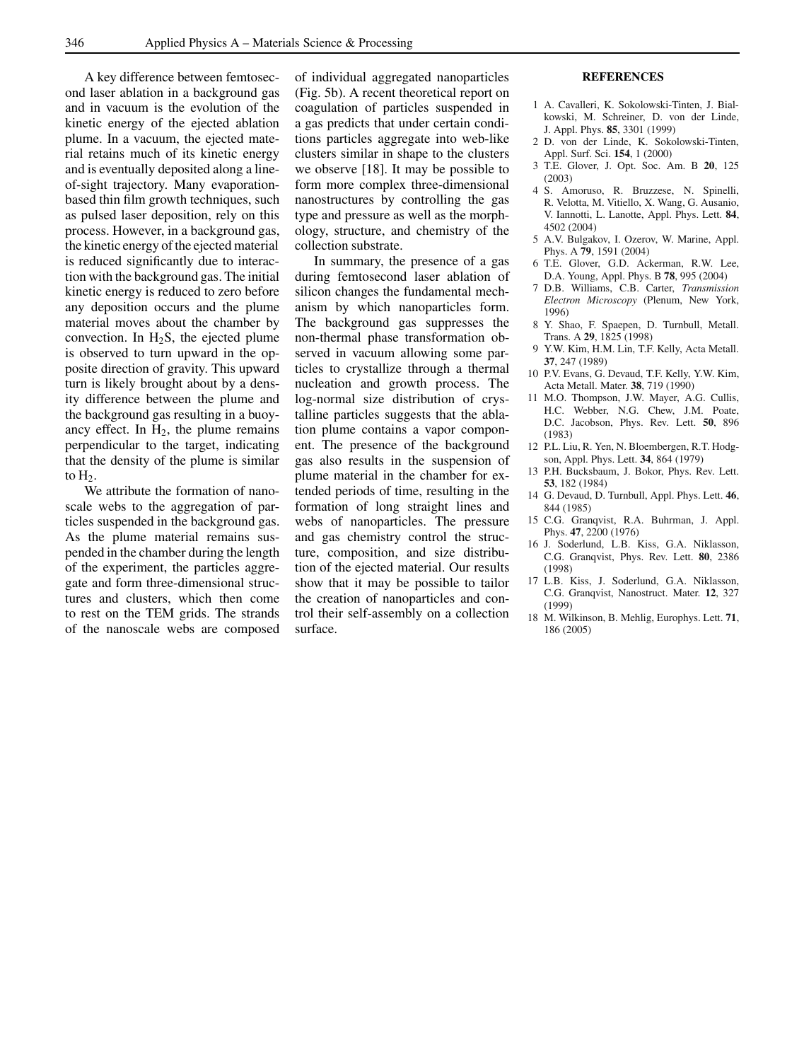A key difference between femtosecond laser ablation in a background gas and in vacuum is the evolution of the kinetic energy of the ejected ablation plume. In a vacuum, the ejected material retains much of its kinetic energy and is eventually deposited along a line-of-sight trajectory. Many evaporation-based thin film growth techniques, such as pulsed laser deposition, rely on this process. However, in a background gas, the kinetic energy of the ejected material is reduced significantly due to interaction with the background gas. The initial kinetic energy is reduced to zero before any deposition occurs and the plume material moves about the chamber by convection. In $H_2S$, the ejected plume is observed to turn upward in the opposite direction of gravity. This upward turn is likely brought about by a density difference between the plume and the background gas resulting in a buoyancy effect. In $H_2$, the plume remains perpendicular to the target, indicating that the density of the plume is similar to $H_2$.

We attribute the formation of nanoscale webs to the aggregation of particles suspended in the background gas. As the plume material remains suspended in the chamber during the length of the experiment, the particles aggregate and form three-dimensional structures and clusters, which then come to rest on the TEM grids. The strands of the nanoscale webs are composed of individual aggregated nanoparticles (Fig. 5b). A recent theoretical report on coagulation of particles suspended in a gas predicts that under certain conditions particles aggregate into web-like clusters similar in shape to the clusters we observe [18]. It may be possible to form more complex three-dimensional nanostructures by controlling the gas type and pressure as well as the morphology, structure, and chemistry of the collection substrate.

In summary, the presence of a gas during femtosecond laser ablation of silicon changes the fundamental mechanism by which nanoparticles form. The background gas suppresses the non-thermal phase transformation observed in vacuum allowing some particles to crystallize through a thermal nucleation and growth process. The log-normal size distribution of crystalline particles suggests that the ablation plume contains a vapor component. The presence of the background gas also results in the suspension of plume material in the chamber for extended periods of time, resulting in the formation of long straight lines and webs of nanoparticles. The pressure and gas chemistry control the structure, composition, and size distribution of the ejected material. Our results show that it may be possible to tailor the creation of nanoparticles and control their self-assembly on a collection surface.

## REFERENCES

1. A. Cavalleri, K. Sokolowski-Tinten, J. Bialkowski, M. Schreiner, D. von der Linde, J. Appl. Phys. **85**, 3301 (1999)
2. D. von der Linde, K. Sokolowski-Tinten, Appl. Surf. Sci. **154**, 1 (2000)
3. T.E. Glover, J. Opt. Soc. Am. B **20**, 125 (2003)
4. S. Amoruso, R. Bruzzese, N. Spinelli, R. Velotta, M. Vitiello, X. Wang, G. Ausanio, V. Iannotti, L. Lanotte, Appl. Phys. Lett. **84**, 4502 (2004)
5. A.V. Bulgakov, I. Ozerov, W. Marine, Appl. Phys. A **79**, 1591 (2004)
6. T.E. Glover, G.D. Ackerman, R.W. Lee, D.A. Young, Appl. Phys. B **78**, 995 (2004)
7. D.B. Williams, C.B. Carter, *Transmission Electron Microscopy* (Plenum, New York, 1996)
8. Y. Shao, F. Spaepen, D. Turnbull, Metall. Trans. A **29**, 1825 (1998)
9. Y.W. Kim, H.M. Lin, T.F. Kelly, Acta Metall. **37**, 247 (1989)
10. P.V. Evans, G. Devaud, T.F. Kelly, Y.W. Kim, Acta Metall. Mater. **38**, 719 (1990)
11. M.O. Thompson, J.W. Mayer, A.G. Cullis, H.C. Webber, N.G. Chew, J.M. Poate, D.C. Jacobson, Phys. Rev. Lett. **50**, 896 (1983)
12. P.L. Liu, R. Yen, N. Bloembergen, R.T. Hodgson, Appl. Phys. Lett. **34**, 864 (1979)
13. P.H. Bucksbaum, J. Bokor, Phys. Rev. Lett. **53**, 182 (1984)
14. G. Devaud, D. Turnbull, Appl. Phys. Lett. **46**, 844 (1985)
15. C.G. Granqvist, R.A. Buhrman, J. Appl. Phys. **47**, 2200 (1976)
16. J. Soderlund, L.B. Kiss, G.A. Niklasson, C.G. Granqvist, Phys. Rev. Lett. **80**, 2386 (1998)
17. L.B. Kiss, J. Soderlund, G.A. Niklasson, C.G. Granqvist, Nanostruct. Mater. **12**, 327 (1999)
18. M. Wilkinson, B. Mehlig, Europhys. Lett. **71**, 186 (2005)